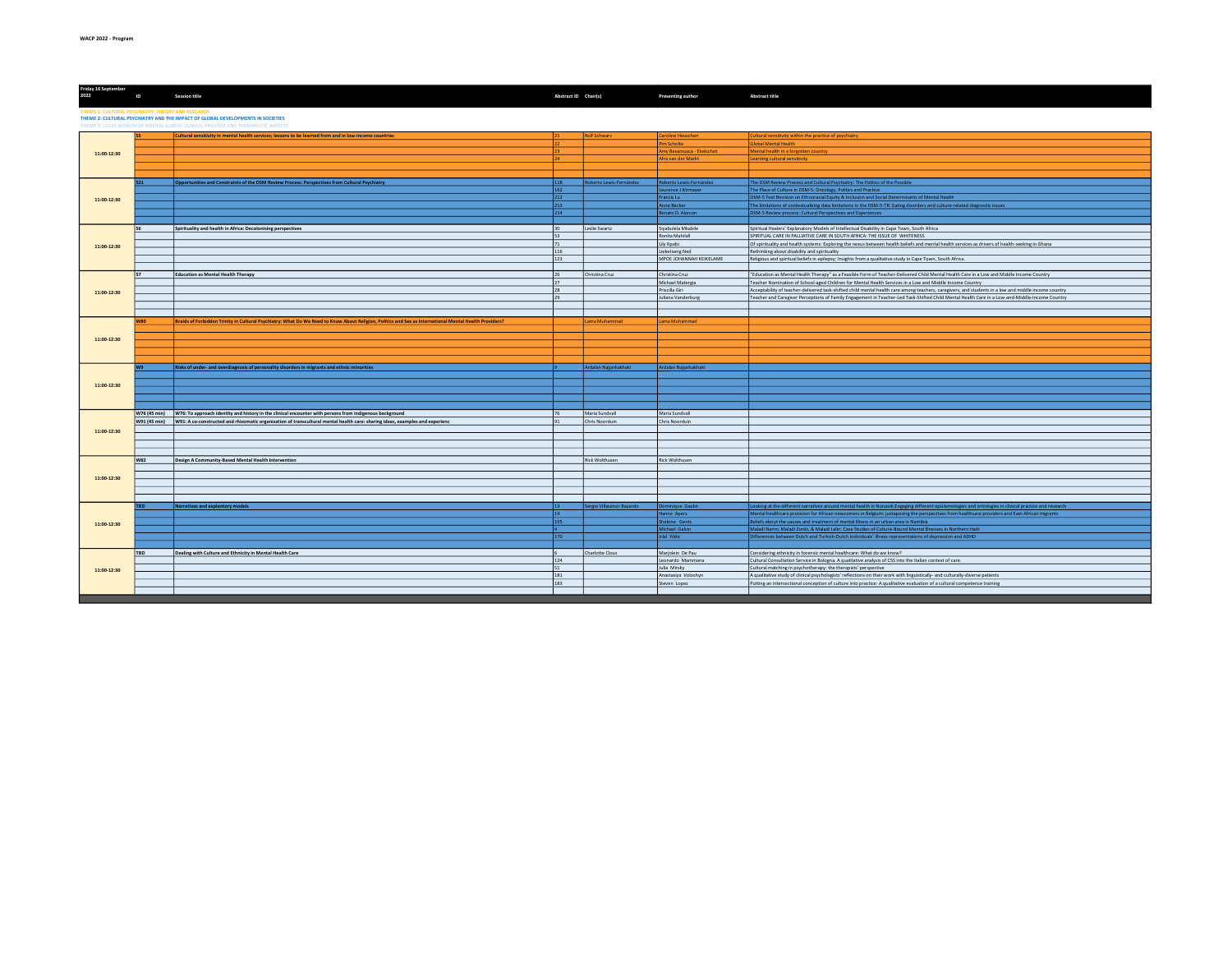WACP 2022 - Program

| Friday 16 September 2022 | ID | Session title | Abstract ID | Chair(s) | Presenting author | Abstract title |
|---|---|---|---|---|---|---|
| | | | | | | |

THEME 1: CULTURAL PSYCHIATRY: THEORY AND RESEARCH
THEME 2: CULTURAL PSYCHIATRY AND THE IMPACT OF GLOBAL DEVELOPMENTS IN SOCIETIES
THEME 3: LOCAL WORLDS OF MENTAL ILLNESS: CLINICAL PRACTICE AND THERAPEUTIC ASPECTS

| Friday 16 September 2022 | ID | Session title | Abstract ID | Chair(s) | Presenting author | Abstract title |
|---|---|---|---|---|---|---|
| 11:00-12:30 | S5 | Cultural sensitivity in mental health services; lessons to be learned from and in low-income countries | 21 | Rolf Schwarz | Caroline Heuschen | Cultural sensitivity within the practice of psychiatry |
| | | | 22 | | Pim Scholte | Global Mental Health |
| | | | 23 | | Amy Besamusca - Ekelschot | Mental health in a forgotten country |
| | | | 24 | | Afra van der Markt | Learning cultural sensitivity |
| 11:00-12:30 | S21 | Opportunities and Constraints of the DSM Review Process: Perspectives from Cultural Psychiatry | 118 | Roberto Lewis-Fernández | Roberto Lewis-Fernández | The DSM Review Process and Cultural Psychiatry: The Politics of the Possible |
| | | | 102 | | Laurence J Kirmayer | The Place of Culture in DSM-5: Ontology, Politics and Practice |
| | | | 212 | | Francis Lu | DSM-5 Text Revision on Ethnoracial Equity & Inclusion and Social Determinants of Mental Health |
| | | | 213 | | Anne Becker | The limitations of contextualizing data limitations in the DSM-5-TR: Eating disorders and culture-related diagnostic issues |
| | | | 214 | | Renato D. Alarcon | DSM-5 Review process: Cultural Perspectives and Experiences |
| 11:00-12:30 | S6 | Spirituality and health in Africa: Decolonising perspectives | 30 | Leslie Swartz | Siyabulela Mkabile | Spiritual Healers' Explanatory Models of Intellectual Disability in Cape Town, South Africa |
| | | | 53 | | Ronita Mahilall | SPIRITUAL CARE IN PALLIATIVE CARE IN SOUTH AFRICA: THE ISSUE OF WHITENESS |
| | | | 71 | | Lily Kpobi | Of spirituality and health systems: Exploring the nexus between health beliefs and mental health services as drivers of health-seeking in Ghana |
| | | | 116 | | Lieketseng Ned | Rethinking about disability and spirituality |
| | | | 123 | | MPOE JOHANNAH KEIKELAME | Religious and spiritual beliefs in epilepsy: Insights from a qualitative study in Cape Town, South Africa. |
| 11:00-12:30 | S7 | Education as Mental Health Therapy | 26 | Christina Cruz | Christina Cruz | "Education as Mental Health Therapy" as a Feasible Form of Teacher-Delivered Child Mental Health Care in a Low and Middle Income Country |
| | | | 27 | | Michael Matergia | Teacher Nomination of School-aged Children for Mental Health Services in a Low and Middle Income Country |
| | | | 28 | | Priscilla Giri | Acceptability of teacher-delivered task-shifted child mental health care among teachers, caregivers, and students in a low and middle income country |
| | | | 29 | | Juliana Vanderburg | Teacher and Caregiver Perceptions of Family Engagement in Teacher-Led Task-Shifted Child Mental Health Care in a Low-and-Middle-Income Country |
| 11:00-12:30 | W80 | Braids of Forbidden Trinity in Cultural Psychiatry: What Do We Need to Know About Religion, Politics and Sex as International Mental Health Providers? | | Lama Muhammad | Lama Muhammad | |
| 11:00-12:30 | W9 | Risks of under- and overdiagnosis of personality disorders in migrants and ethnic minorities | 9 | Ardalan Najjarkakhaki | Ardalan Najjarkakhaki | |
| 11:00-12:30 | W76 (45 min) | W76: To approach identity and history in the clinical encounter with persons from indigenous background | 76 | Maria Sundvall | Maria Sundvall | |
| | W91 (45 min) | W91: A co-constructed and rhizomatic organization of transcultural mental health care: sharing ideas, examples and experienc | 91 | Chris Noorduin | Chris Noorduin | |
| 11:00-12:30 | W82 | Design A Community-Based Mental Health Intervention | | Rick Wolthusen | Rick Wolthusen | |
| 11:00-12:30 | TBD | Narratives and explanatory models | 13 | Sergio Villasenor Bayardo | Dominique Gaulin | Looking at the different narratives around mental health in Nunavik Engaging different epistemologies and ontologies in clinical practice and research |
| | | | 14 | | Hanne Apers | Mental healthcare provision for African newcomers in Belgium: juxtaposing the perspectives from healthcare providers and East-African migrants |
| | | | 195 | | Shelene Gentz | Beliefs about the causes and treatment of mental illness in an urban area in Namibia |
| | | | 4 | | Michael Galvin | Maladi Nanm, Maladi Zonbi, & Maladi Lalin: Case Studies of Culture-Bound Mental Illnesses in Northern Haiti |
| | | | 170 | | Iclal Yildiz | Differences between Dutch and Turkish-Dutch individuals' illness representations of depression and ADHD |
| 11:00-12:30 | TBD | Dealing with Culture and Ethnicity in Mental Health Care | 6 | Charlotte Clous | Marjolein De Pau | Considering ethnicity in forensic mental healthcare: What do we know? |
| | | | 124 | | Leonardo Mammana | Cultural Consultation Service in Bologna. A qualitative analysis of CSS into the Italian context of care. |
| | | | 51 | | Julia Minsky | Cultural matching in psychotherapy: the therapists' perspective |
| | | | 181 | | Anastasiya Voloshyn | A qualitative study of clinical psychologists' reflections on their work with linguistically- and culturally-diverse patients |
| | | | 183 | | Steven Lopez | Putting an intersectional conception of culture into practice: A qualitative evaluation of a cultural competence training |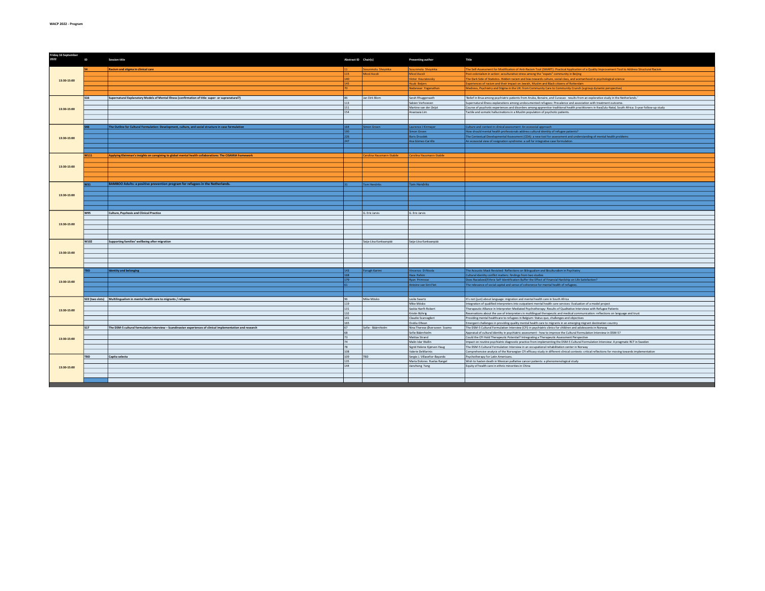| Friday 16 September 2022 | ID | Session title | Abstract ID | Chair(s) | Presenting author | Title |
|---|---|---|---|---|---|---|
| 13:30-15:00 | S4 | Racism and stigma in clinical care | 11 | Sosunmolu Shoyinka | Sosunmolu Shoyinka | The Self-Assessment for Modification of Anti-Racism Tool (SMART): Practical Application of a Quality Improvement Tool to Address Structural Racism |
| | | | 115 | Micol Ascoli | Micol Ascoli | Post-colonialism in action: acculturative stress among the "expats" community in Beijing |
| | | | 140 | | Victor Kouratovsky | The Dark Side of Statistics. Hidden racism and bias towards culture, social class, and womanhood in psychological science |
| | | | 145 | | Huub Beijers | Experiences of racism and their impact on Jewish, Muslim and Black citizens of Rotterdam |
| | | | 70 | | Nadarasar Yoganathan | Madness, Psychiatry and Stigma in the UK: from Community Care to Community Crunch (a group dynamic perspective) |
| 13:30-15:00 | S16 | Supernatural Explanatory Models of Mental Illness (confirmation of title: super- or supranatural?) | 86 | Jan Dirk Blom | Sarah Rhuggenaath | 'Belief in Brua among psychiatric patients from Aruba, Bonaire, and Curacao: results from an explorative study in the Netherlands.' |
| | | | 113 | | Sabien Verhoeven | Supernatural illness explanations among undocumented refugees: Prevalence and association with treatment outcome. |
| | | | 151 | | Martine van der Zeijst | Course of psychotic experiences and disorders among apprentice traditional health practitioners in KwaZulu-Natal, South Africa: 3-year follow-up study |
| | | | 154 | | Anastasia Lim | Tactile and somatic hallucinations in a Muslim population of psychotic patients. |
| 13:30-15:00 | S46 | The Outline for Cultural Formulation: Development, culture, and social structure in case formulation | 164 | Simon Groen | Laurence J Kirmayer | Culture and context in clinical assessment: An ecosocial approach |
| | | | 190 | | Simon Groen | How should mental health professionals address cultural identity of refugee patients? |
| | | | 226 | | Boris Drozdek | The Contextual Developmental Assessment (CDA): a new tool for assessment and understanding of mental health problems |
| | | | 247 | | Ana Gómez-Carrillo | An ecosocial view of resignation syndrome: a call for integrative case formulation |
| 13:30-15:00 | W111 | Applying Kleinman's insights on caregiving to global mental health collaborations: The CISAMIA framework | | Carolina Hausmann-Stabile | Carolina Hausmann-Stabile | |
| 13:30-15:00 | W31 | BAMBOO Adults: a positive prevention program for refugees in the Netherlands. | 31 | Tom Hendriks | Tom Hendriks | |
| 13:30-15:00 | W95 | Culture, Psychosis and Clinical Practice | | G. Eric Jarvis | G. Eric Jarvis | |
| 13:30-15:00 | W102 | Supporting families' wellbeing after migration | | Saija-Liisa Kankaanpää | Saija-Liisa Kankaanpää | |
| 13:30-15:00 | TBD | Identity and belonging | 143 | Forugh Karimi | Vincenzo Di Nicola | The Acoustic Mask Revisited: Reflections on Bilingualism and Biculturalism in Psychiatry |
| | | | 168 | | Haza Rahim | Cultural identity conflict matters: findings from two studies |
| | | | 179 | | Ryan Primrose | Does Racialized/Ethnic Self-Identification Buffer the Effect of Financial Hardship on Life Satisfaction? |
| | | | 61 | | Antoine van Sint Fiet | The relevance of social capital and sense of coherence for mental health of refugees. |
| 13:30-15:00 | S22 (two slots) | Multilingualism in mental health care to migrants / refugees | 96 | Mike Mösko | Leslie Swartz | It's not (just) about language: migration and mental health care in South Africa |
| | | | 119 | | Mike Mösko | Integration of qualified interpreters into outpatient mental health care services: Evaluation of a model project |
| | | | 131 | | Saskia Hanft-Robert | Therapeutic Alliance in Interpreter-Mediated Psychotherapy: Results of Qualitative Interviews with Refugee Patients |
| | | | 132 | | Kristin Bührig | Reservations about the use of interpreters in multilingual therapeutic and medical communication: reflections on language and trust |
| | | | 141 | | Claudio Scarvaglieri | Providing mental healthcare to refugees in Belgium: Status quo, challenges and objectives |
| | | | 165 | | Ovidiu Olbean | Emergent challenges in providing quality mental health care to migrants in an emerging migrant destination country |
| 13:30-15:00 | S17 | The DSM-5 cultural formulation interview – Scandinavian experiences of clinical implementation and research | 67 | Sofie - Bäärnhielm | Nina Therese Øversveen Svamo | The DSM-5 Cultural Formulation Interview (CFI) in psychiatric clinics for children and adolescents in Norway |
| | | | 68 | | Sofie Bäärnhielm | Appraisal of cultural identity in psychiatric assessment - how to improve the Cultural Formulation Interview in DSM-5? |
| | | | 73 | | Mattias Strand | Could the CFI Hold Therapeutic Potential? Intregrating a Therapeutic Assessment Perspective |
| | | | 74 | | Malin Idar Wallin | Impact on routine psychiatric diagnostic practice from implementing the DSM-5 Cultural Formulation Interview: A pragmatic RCT in Sweden |
| | | | 78 | | Sigrid Helene Kjørven Haug | The DSM-5 Cultural Formulation Interview in an occupational rehabilitation center in Norway |
| | | | 108 | | Valerie DeMarinis | Comprehensive analysis of the Norwegian CFI efficacy study in different clinical contexts: critical reflections for moving towards implementation |
| 13:30-15:00 | TBD | Capita selecta | 109 | TBD | Sergio J. Villaseñor-Bayardo | Psychotherapy for Latin Americans. |
| | | | 135 | | Maria Dolores Rueias Rangel | Wish to hasten death in Mexican palliative cancer patients: a phenomenological study |
| | | | 144 | | Jianzhong Yang | Equity of health care in ethnic minorities in China |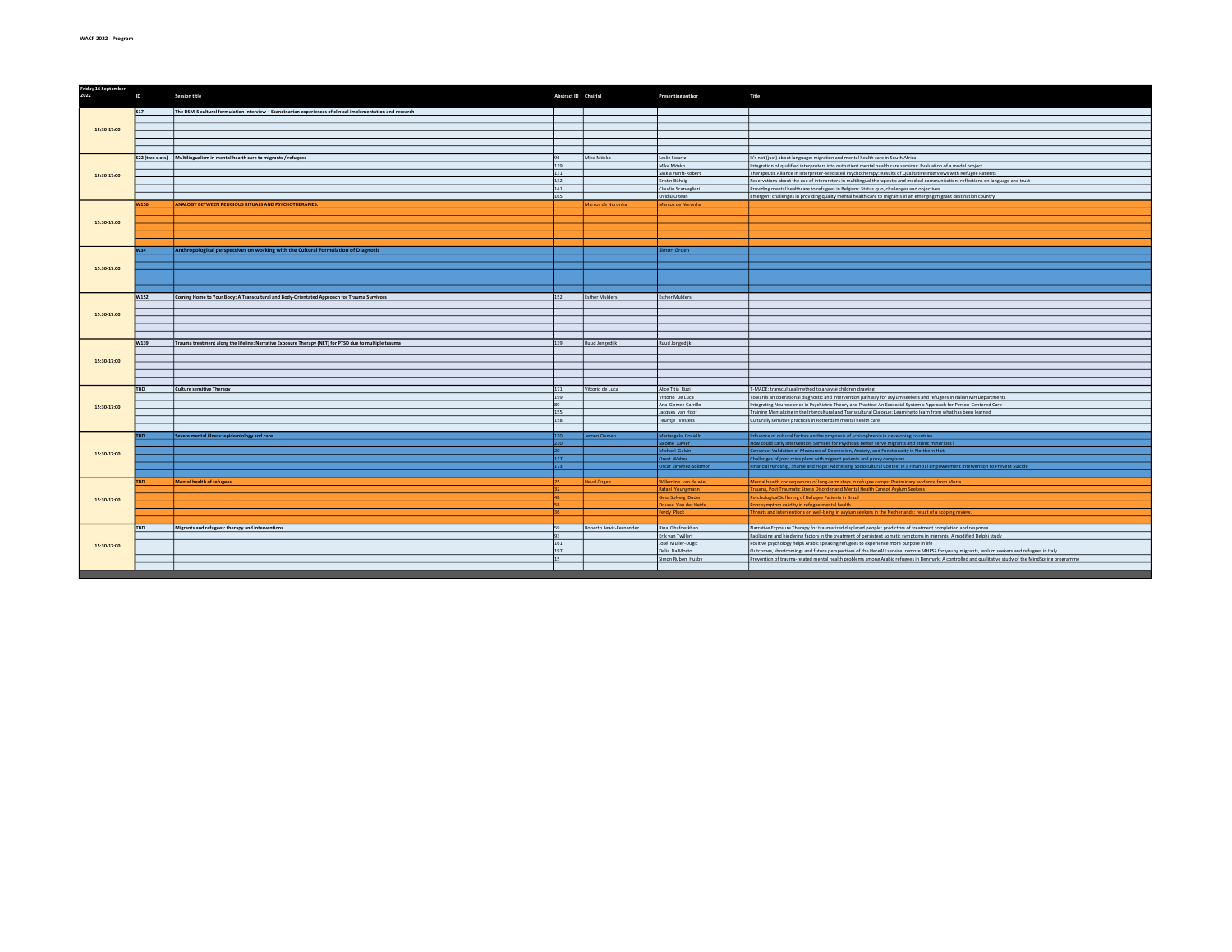| Friday 16 September 2022 | ID | Session title | Abstract ID | Chair(s) | Presenting author | Title |
|---|---|---|---|---|---|---|
| 15:30-17:00 | S17 | The DSM-5 cultural formulation interview – Scandinavian experiences of clinical implementation and research | | | | |
| 15:30-17:00 | S22 (two slots) | Multilingualism in mental health care to migrants / refugees | 96 | Mike Mösko | Leslie Swartz | It's not (just) about language: migration and mental health care in South Africa |
| | | | 119 | | Mike Mösko | Integration of qualified interpreters into outpatient mental health care services: Evaluation of a model project |
| | | | 131 | | Saskia Hanft-Robert | Therapeutic Alliance in Interpreter-Mediated Psychotherapy: Results of Qualitative Interviews with Refugee Patients |
| | | | 132 | | Kristin Bührig | Reservations about the use of interpreters in multilingual therapeutic and medical communication: reflections on language and trust |
| | | | 141 | | Claudio Scarvaglieri | Providing mental healthcare to refugees in Belgium: Status quo, challenges and objectives |
| | | | 165 | | Ovidiu Oltean | Emergent challenges in providing quality mental health care to migrants in an emerging migrant destination country |
| 15:30-17:00 | W156 | ANALOGY BETWEEN RELIGIOUS RITUALS AND PSYCHOTHERAPIES. | | Marcos de Noronha | Marcos de Noronha | |
| 15:30-17:00 | W34 | Anthropological perspectives on working with the Cultural Formulation of Diagnosis | | | Simon Groen | |
| 15:30-17:00 | W152 | Coming Home to Your Body: A Transcultural and Body-Orientated Approach for Trauma Survivors | 152 | Esther Mulders | Esther Mulders | |
| 15:30-17:00 | W139 | Trauma treatment along the lifeline: Narrative Exposure Therapy (NET) for PTSD due to multiple trauma | 139 | Ruud Jongedijk | Ruud Jongedijk | |
| 15:30-17:00 | TBD | Culture sensitive Therapy | 171 | Vittorio de Luca | Alice Titia Rizzi | T-MADE: transcultural method to analyse children drawing |
| | | | 199 | | Vittorio De Luca | Towards an operational diagnostic and intervention pathway for asylum seekers and refugees in Italian MH Departments |
| | | | 89 | | Ana Gomez-Carrillo | Integrating Neuroscience in Psychiatric Theory and Practice: An Ecosocial Systemic Approach for Person-Centered Care |
| | | | 155 | | Jacques van Hoof | Training Mentalizing in the Intercultural and Transcultural Dialogue: Learning to learn from what has been learned |
| | | | 158 | | Teuntje Vosters | Culturally sensitive practices in Rotterdam mental health care |
| 15:30-17:00 | TBD | Severe mental illness: epidemiology and care | 110 | Jeroen Oomen | Mariangela Coviello | Influence of cultural factors on the prognosis of schizophrenia in developing countries |
| | | | 210 | | Salome Xavier | How could Early Intervention Services for Psychosis better serve migrants and ethnic minorities? |
| | | | 20 | | Michael Galvin | Construct Validation of Measures of Depression, Anxiety, and Functionality in Northern Haiti |
| | | | 117 | | Orest Weber | Challenges of joint crisis plans with migrant patients and proxy caregivers |
| | | | 173 | | Oscar Jiménez-Solomon | Financial Hardship, Shame and Hope: Addressing Sociocultural Context in a Financial Empowerment Intervention to Prevent Suicide |
| 15:30-17:00 | TBD | Mental health of refugees | 25 | Heval Özgen | Willemine van de wiel | Mental health consequences of long-term stays in refugee camps: Preliminary evidence from Moria |
| | | | 32 | | Rafael Youngmann | Trauma, Post Traumatic Stress Disorder and Mental Health Care of Asylum Seekers |
| | | | 48 | | Gesa Solveig Duden | Psychological Suffering of Refugee Patients in Brazil |
| | | | 58 | | Douwe Van der Heide | Poor symptom validity in refugee mental health |
| | | | 36 | | Ferdy Pluck | Threats and interventions on well-being in asylum seekers in the Netherlands: result of a scoping review. |
| 15:30-17:00 | TBD | Migrants and refugees: therapy and interventions | 59 | Roberto Lewis-Fernandez | Rina Ghafoerkhan | Narrative Exposure Therapy for traumatized displaced people: predictors of treatment completion and response. |
| | | | 93 | | Erik van Twillert | Facilitating and hindering factors in the treatment of persistent somatic symptoms in migrants: A modified Delphi study |
| | | | 161 | | José Muller-Dugic | Positive psychology helps Arabic speaking refugees to experience more purpose in life |
| | | | 197 | | Delia Da Mosto | Outcomes, shortcomings and future perspectives of the Here4U service: remote MHPSS for young migrants, asylum seekers and refugees in Italy |
| | | | 15 | | Simon Ruben Husby | Prevention of trauma-related mental health problems among Arabic refugees in Denmark: A controlled and qualitative study of the MindSpring programme |